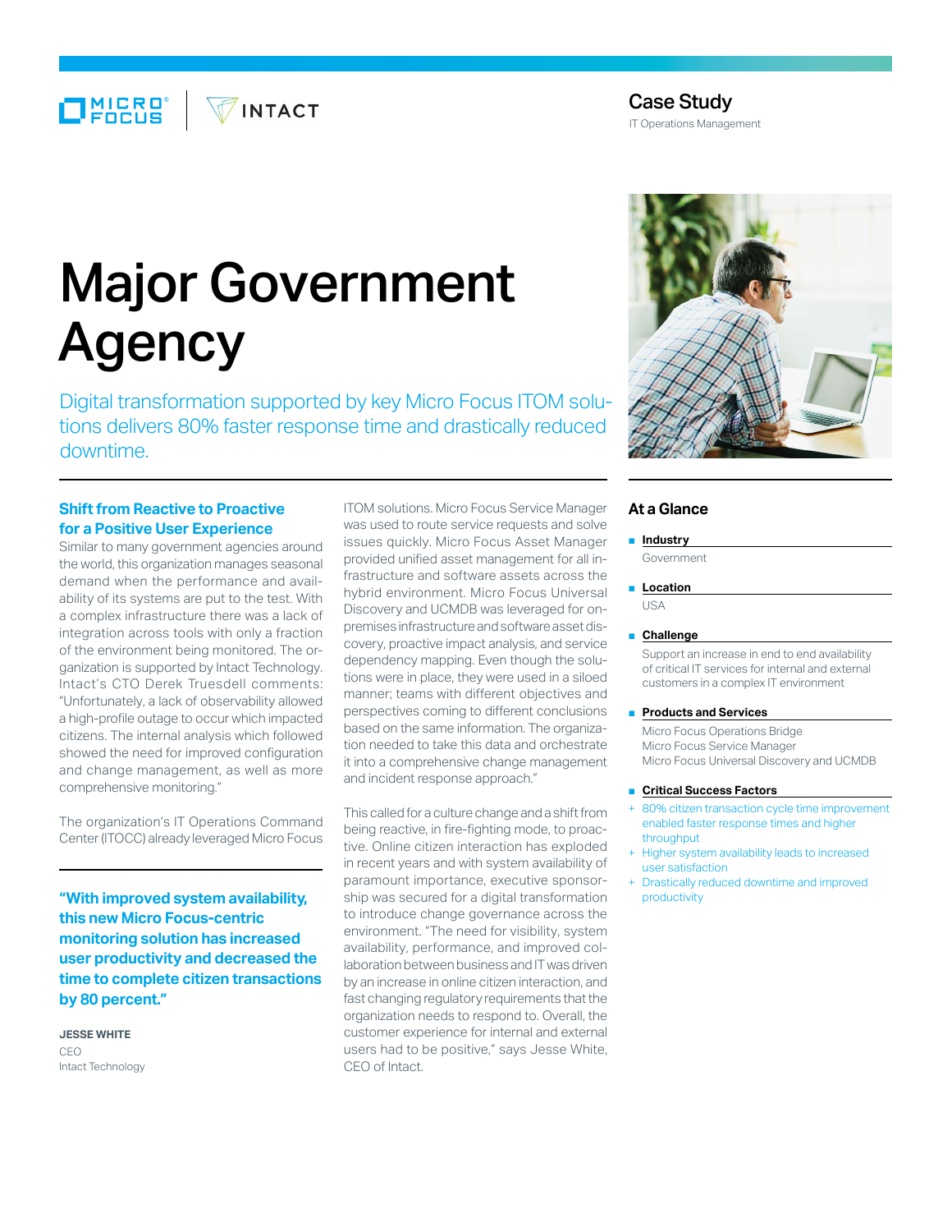# Case Study

IT Operations Management

# Major Government Agency

Digital transformation supported by key Micro Focus ITOM solutions delivers 80% faster response time and drastically reduced downtime.

## Shift from Reactive to Proactive for a Positive User Experience

Similar to many government agencies around the world, this organization manages seasonal demand when the performance and availability of its systems are put to the test. With a complex infrastructure there was a lack of integration across tools with only a fraction of the environment being monitored. The organization is supported by Intact Technology. Intact's CTO Derek Truesdell comments: "Unfortunately, a lack of observability allowed a high-profile outage to occur which impacted citizens. The internal analysis which followed showed the need for improved configuration and change management, as well as more comprehensive monitoring."

The organization's IT Operations Command Center (ITOCC) already leveraged Micro Focus ITOM solutions. Micro Focus Service Manager was used to route service requests and solve issues quickly. Micro Focus Asset Manager provided unified asset management for all infrastructure and software assets across the hybrid environment. Micro Focus Universal Discovery and UCMDB was leveraged for on-premises infrastructure and software asset discovery, proactive impact analysis, and service dependency mapping. Even though the solutions were in place, they were used in a siloed manner; teams with different objectives and perspectives coming to different conclusions based on the same information. The organization needed to take this data and orchestrate it into a comprehensive change management and incident response approach."

This called for a culture change and a shift from being reactive, in fire-fighting mode, to proactive. Online citizen interaction has exploded in recent years and with system availability of paramount importance, executive sponsorship was secured for a digital transformation to introduce change governance across the environment. "The need for visibility, system availability, performance, and improved collaboration between business and IT was driven by an increase in online citizen interaction, and fast changing regulatory requirements that the organization needs to respond to. Overall, the customer experience for internal and external users had to be positive," says Jesse White, CEO of Intact.

**"With improved system availability, this new Micro Focus-centric monitoring solution has increased user productivity and decreased the time to complete citizen transactions by 80 percent."**

**JESSE WHITE**
CEO
Intact Technology

## At a Glance

**Industry**

Government

**Location**

USA

**Challenge**

Support an increase in end to end availability of critical IT services for internal and external customers in a complex IT environment

**Products and Services**

Micro Focus Operations Bridge
Micro Focus Service Manager
Micro Focus Universal Discovery and UCMDB

**Critical Success Factors**

- 80% citizen transaction cycle time improvement enabled faster response times and higher throughput
- Higher system availability leads to increased user satisfaction
- Drastically reduced downtime and improved productivity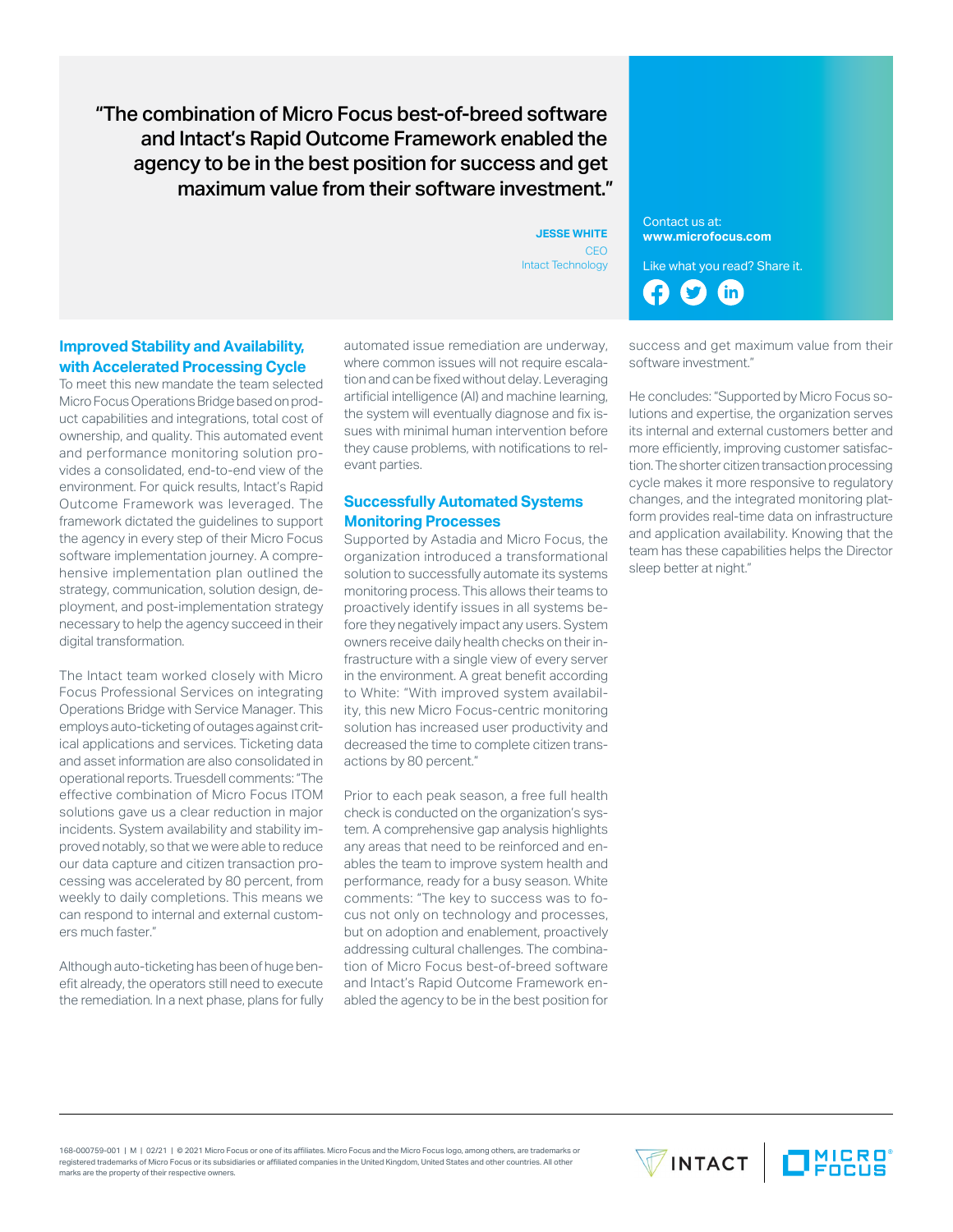"The combination of Micro Focus best-of-breed software and Intact's Rapid Outcome Framework enabled the agency to be in the best position for success and get maximum value from their software investment."

**JESSE WHITE**
CEO
Intact Technology

Contact us at:
**www.microfocus.com**

Like what you read? Share it.

### Improved Stability and Availability, with Accelerated Processing Cycle

To meet this new mandate the team selected Micro Focus Operations Bridge based on product capabilities and integrations, total cost of ownership, and quality. This automated event and performance monitoring solution provides a consolidated, end-to-end view of the environment. For quick results, Intact's Rapid Outcome Framework was leveraged. The framework dictated the guidelines to support the agency in every step of their Micro Focus software implementation journey. A comprehensive implementation plan outlined the strategy, communication, solution design, deployment, and post-implementation strategy necessary to help the agency succeed in their digital transformation.

The Intact team worked closely with Micro Focus Professional Services on integrating Operations Bridge with Service Manager. This employs auto-ticketing of outages against critical applications and services. Ticketing data and asset information are also consolidated in operational reports. Truesdell comments: "The effective combination of Micro Focus ITOM solutions gave us a clear reduction in major incidents. System availability and stability improved notably, so that we were able to reduce our data capture and citizen transaction processing was accelerated by 80 percent, from weekly to daily completions. This means we can respond to internal and external customers much faster."

Although auto-ticketing has been of huge benefit already, the operators still need to execute the remediation. In a next phase, plans for fully automated issue remediation are underway, where common issues will not require escalation and can be fixed without delay. Leveraging artificial intelligence (AI) and machine learning, the system will eventually diagnose and fix issues with minimal human intervention before they cause problems, with notifications to relevant parties.

### Successfully Automated Systems Monitoring Processes

Supported by Astadia and Micro Focus, the organization introduced a transformational solution to successfully automate its systems monitoring process. This allows their teams to proactively identify issues in all systems before they negatively impact any users. System owners receive daily health checks on their infrastructure with a single view of every server in the environment. A great benefit according to White: "With improved system availability, this new Micro Focus-centric monitoring solution has increased user productivity and decreased the time to complete citizen transactions by 80 percent."

Prior to each peak season, a free full health check is conducted on the organization's system. A comprehensive gap analysis highlights any areas that need to be reinforced and enables the team to improve system health and performance, ready for a busy season. White comments: "The key to success was to focus not only on technology and processes, but on adoption and enablement, proactively addressing cultural challenges. The combination of Micro Focus best-of-breed software and Intact's Rapid Outcome Framework enabled the agency to be in the best position for success and get maximum value from their software investment."

He concludes: "Supported by Micro Focus solutions and expertise, the organization serves its internal and external customers better and more efficiently, improving customer satisfaction. The shorter citizen transaction processing cycle makes it more responsive to regulatory changes, and the integrated monitoring platform provides real-time data on infrastructure and application availability. Knowing that the team has these capabilities helps the Director sleep better at night."

168-000759-001 | M | 02/21 | © 2021 Micro Focus or one of its affiliates. Micro Focus and the Micro Focus logo, among others, are trademarks or registered trademarks of Micro Focus or its subsidiaries or affiliated companies in the United Kingdom, United States and other countries. All other marks are the property of their respective owners.